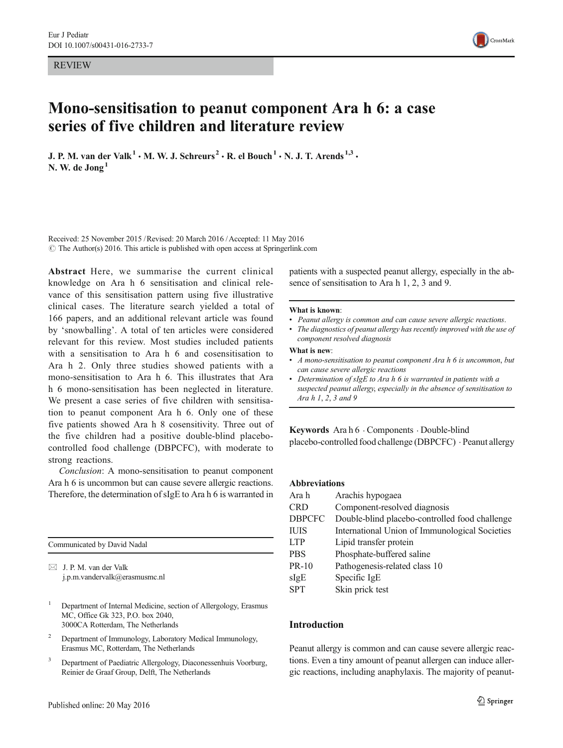REVIEW

# Mono-sensitisation to peanut component Ara h 6: a case series of five children and literature review

**J. P. M. van der Valk**[1] **· M. W. J. Schreurs**[2] **· R. el Bouch**[1] **· N. J. T. Arends**[1,3] **· N. W. de Jong**[1]

Received: 25 November 2015 / Revised: 20 March 2016 / Accepted: 11 May 2016
© The Author(s) 2016. This article is published with open access at Springerlink.com

**Abstract** Here, we summarise the current clinical knowledge on Ara h 6 sensitisation and clinical relevance of this sensitisation pattern using five illustrative clinical cases. The literature search yielded a total of 166 papers, and an additional relevant article was found by 'snowballing'. A total of ten articles were considered relevant for this review. Most studies included patients with a sensitisation to Ara h 6 and cosensitisation to Ara h 2. Only three studies showed patients with a mono-sensitisation to Ara h 6. This illustrates that Ara h 6 mono-sensitisation has been neglected in literature. We present a case series of five children with sensitisation to peanut component Ara h 6. Only one of these five patients showed Ara h 8 cosensitivity. Three out of the five children had a positive double-blind placebo-controlled food challenge (DBPCFC), with moderate to strong reactions.

*Conclusion*: A mono-sensitisation to peanut component Ara h 6 is uncommon but can cause severe allergic reactions. Therefore, the determination of sIgE to Ara h 6 is warranted in patients with a suspected peanut allergy, especially in the absence of sensitisation to Ara h 1, 2, 3 and 9.

**What is known**:
- *Peanut allergy is common and can cause severe allergic reactions.*
- *The diagnostics of peanut allergy has recently improved with the use of component resolved diagnosis*

**What is new**:
- *A mono-sensitisation to peanut component Ara h 6 is uncommon, but can cause severe allergic reactions*
- *Determination of sIgE to Ara h 6 is warranted in patients with a suspected peanut allergy, especially in the absence of sensitisation to Ara h 1, 2, 3 and 9*

**Keywords** Ara h 6 · Components · Double-blind placebo-controlled food challenge (DBPCFC) · Peanut allergy

## Abbreviations

| | |
|---|---|
| Ara h | Arachis hypogaea |
| CRD | Component-resolved diagnosis |
| DBPCFC | Double-blind placebo-controlled food challenge |
| IUIS | International Union of Immunological Societies |
| LTP | Lipid transfer protein |
| PBS | Phosphate-buffered saline |
| PR-10 | Pathogenesis-related class 10 |
| sIgE | Specific IgE |
| SPT | Skin prick test |

Communicated by David Nadal

✉ J. P. M. van der Valk
j.p.m.vandervalk@erasmusmc.nl

[1] Department of Internal Medicine, section of Allergology, Erasmus MC, Office Gk 323, P.O. box 2040, 3000CA Rotterdam, The Netherlands

[2] Department of Immunology, Laboratory Medical Immunology, Erasmus MC, Rotterdam, The Netherlands

[3] Department of Paediatric Allergology, Diaconessenhuis Voorburg, Reinier de Graaf Group, Delft, The Netherlands

## Introduction

Peanut allergy is common and can cause severe allergic reactions. Even a tiny amount of peanut allergen can induce allergic reactions, including anaphylaxis. The majority of peanut-

Published online: 20 May 2016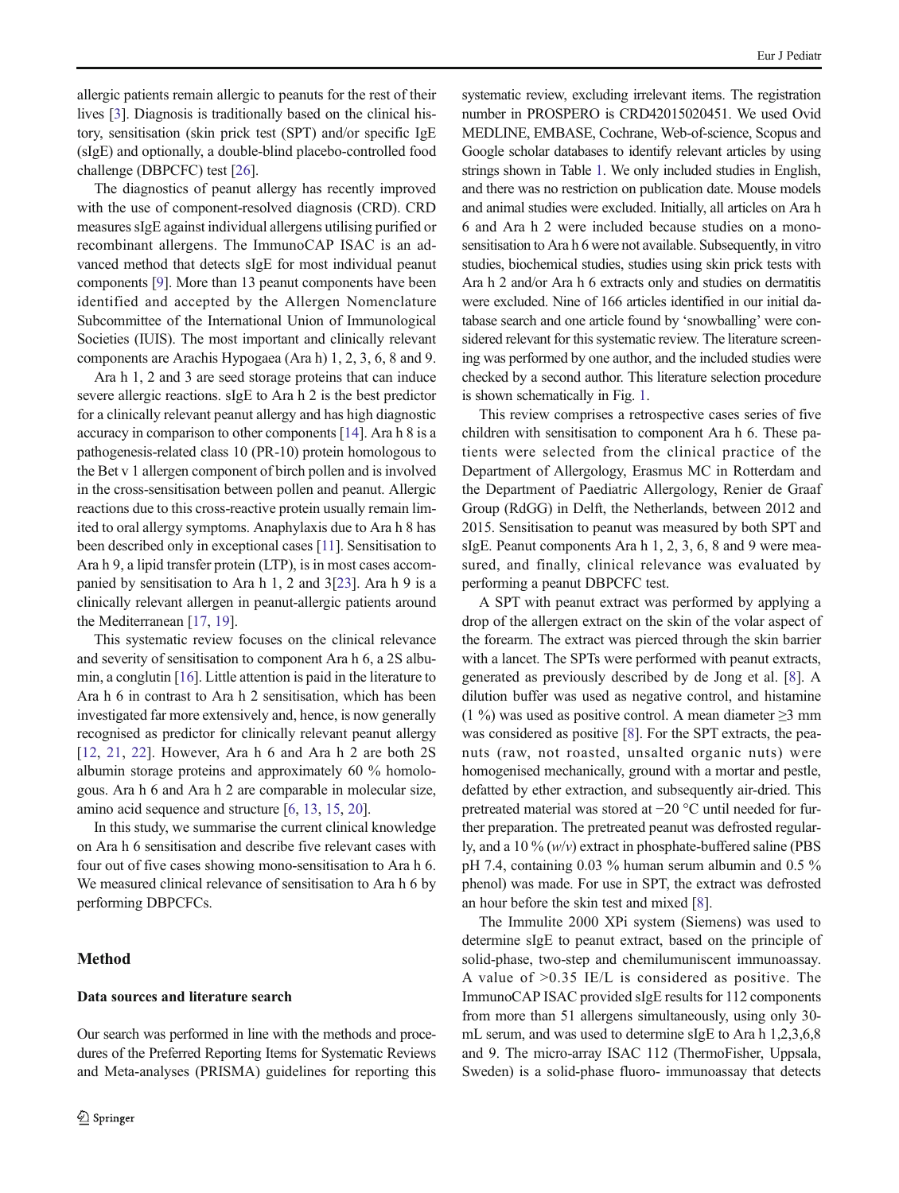allergic patients remain allergic to peanuts for the rest of their lives [3]. Diagnosis is traditionally based on the clinical history, sensitisation (skin prick test (SPT) and/or specific IgE (sIgE) and optionally, a double-blind placebo-controlled food challenge (DBPCFC) test [26].

The diagnostics of peanut allergy has recently improved with the use of component-resolved diagnosis (CRD). CRD measures sIgE against individual allergens utilising purified or recombinant allergens. The ImmunoCAP ISAC is an advanced method that detects sIgE for most individual peanut components [9]. More than 13 peanut components have been identified and accepted by the Allergen Nomenclature Subcommittee of the International Union of Immunological Societies (IUIS). The most important and clinically relevant components are Arachis Hypogaea (Ara h) 1, 2, 3, 6, 8 and 9.

Ara h 1, 2 and 3 are seed storage proteins that can induce severe allergic reactions. sIgE to Ara h 2 is the best predictor for a clinically relevant peanut allergy and has high diagnostic accuracy in comparison to other components [14]. Ara h 8 is a pathogenesis-related class 10 (PR-10) protein homologous to the Bet v 1 allergen component of birch pollen and is involved in the cross-sensitisation between pollen and peanut. Allergic reactions due to this cross-reactive protein usually remain limited to oral allergy symptoms. Anaphylaxis due to Ara h 8 has been described only in exceptional cases [11]. Sensitisation to Ara h 9, a lipid transfer protein (LTP), is in most cases accompanied by sensitisation to Ara h 1, 2 and 3[23]. Ara h 9 is a clinically relevant allergen in peanut-allergic patients around the Mediterranean [17, 19].

This systematic review focuses on the clinical relevance and severity of sensitisation to component Ara h 6, a 2S albumin, a conglutin [16]. Little attention is paid in the literature to Ara h 6 in contrast to Ara h 2 sensitisation, which has been investigated far more extensively and, hence, is now generally recognised as predictor for clinically relevant peanut allergy [12, 21, 22]. However, Ara h 6 and Ara h 2 are both 2S albumin storage proteins and approximately 60 % homologous. Ara h 6 and Ara h 2 are comparable in molecular size, amino acid sequence and structure [6, 13, 15, 20].

In this study, we summarise the current clinical knowledge on Ara h 6 sensitisation and describe five relevant cases with four out of five cases showing mono-sensitisation to Ara h 6. We measured clinical relevance of sensitisation to Ara h 6 by performing DBPCFCs.

## Method

### Data sources and literature search

Our search was performed in line with the methods and procedures of the Preferred Reporting Items for Systematic Reviews and Meta-analyses (PRISMA) guidelines for reporting this systematic review, excluding irrelevant items. The registration number in PROSPERO is CRD42015020451. We used Ovid MEDLINE, EMBASE, Cochrane, Web-of-science, Scopus and Google scholar databases to identify relevant articles by using strings shown in Table 1. We only included studies in English, and there was no restriction on publication date. Mouse models and animal studies were excluded. Initially, all articles on Ara h 6 and Ara h 2 were included because studies on a mono-sensitisation to Ara h 6 were not available. Subsequently, in vitro studies, biochemical studies, studies using skin prick tests with Ara h 2 and/or Ara h 6 extracts only and studies on dermatitis were excluded. Nine of 166 articles identified in our initial database search and one article found by 'snowballing' were considered relevant for this systematic review. The literature screening was performed by one author, and the included studies were checked by a second author. This literature selection procedure is shown schematically in Fig. 1.

This review comprises a retrospective cases series of five children with sensitisation to component Ara h 6. These patients were selected from the clinical practice of the Department of Allergology, Erasmus MC in Rotterdam and the Department of Paediatric Allergology, Renier de Graaf Group (RdGG) in Delft, the Netherlands, between 2012 and 2015. Sensitisation to peanut was measured by both SPT and sIgE. Peanut components Ara h 1, 2, 3, 6, 8 and 9 were measured, and finally, clinical relevance was evaluated by performing a peanut DBPCFC test.

A SPT with peanut extract was performed by applying a drop of the allergen extract on the skin of the volar aspect of the forearm. The extract was pierced through the skin barrier with a lancet. The SPTs were performed with peanut extracts, generated as previously described by de Jong et al. [8]. A dilution buffer was used as negative control, and histamine (1 %) was used as positive control. A mean diameter ≥3 mm was considered as positive [8]. For the SPT extracts, the peanuts (raw, not roasted, unsalted organic nuts) were homogenised mechanically, ground with a mortar and pestle, defatted by ether extraction, and subsequently air-dried. This pretreated material was stored at −20 °C until needed for further preparation. The pretreated peanut was defrosted regularly, and a 10 % (*w*/*v*) extract in phosphate-buffered saline (PBS pH 7.4, containing 0.03 % human serum albumin and 0.5 % phenol) was made. For use in SPT, the extract was defrosted an hour before the skin test and mixed [8].

The Immulite 2000 XPi system (Siemens) was used to determine sIgE to peanut extract, based on the principle of solid-phase, two-step and chemilumuniscent immunoassay. A value of >0.35 IE/L is considered as positive. The ImmunoCAP ISAC provided sIgE results for 112 components from more than 51 allergens simultaneously, using only 30-mL serum, and was used to determine sIgE to Ara h 1,2,3,6,8 and 9. The micro-array ISAC 112 (ThermoFisher, Uppsala, Sweden) is a solid-phase fluoro- immunoassay that detects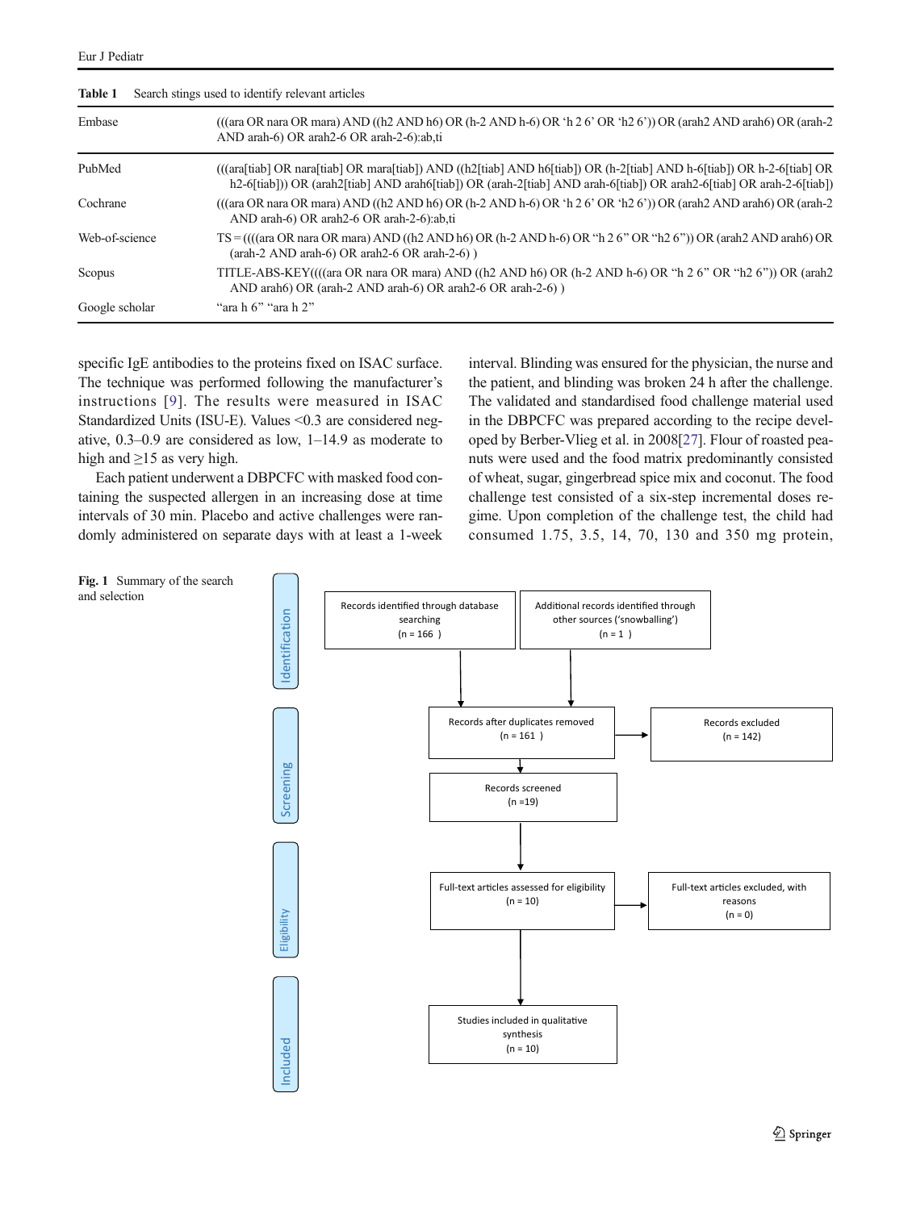**Table 1** Search stings used to identify relevant articles

| | |
|---|---|
| Embase | (((ara OR nara OR mara) AND ((h2 AND h6) OR (h-2 AND h-6) OR 'h 2 6' OR 'h2 6')) OR (arah2 AND arah6) OR (arah-2 AND arah-6) OR arah2-6 OR arah-2-6):ab,ti |
| PubMed | (((ara[tiab] OR nara[tiab] OR mara[tiab]) AND ((h2[tiab] AND h6[tiab]) OR (h-2[tiab] AND h-6[tiab]) OR h-2-6[tiab] OR h2-6[tiab])) OR (arah2[tiab] AND arah6[tiab]) OR (arah-2[tiab] AND arah-6[tiab]) OR arah2-6[tiab] OR arah-2-6[tiab]) |
| Cochrane | (((ara OR nara OR mara) AND ((h2 AND h6) OR (h-2 AND h-6) OR 'h 2 6' OR 'h2 6')) OR (arah2 AND arah6) OR (arah-2 AND arah-6) OR arah2-6 OR arah-2-6):ab,ti |
| Web-of-science | TS = ((((ara OR nara OR mara) AND ((h2 AND h6) OR (h-2 AND h-6) OR "h 2 6" OR "h2 6")) OR (arah2 AND arah6) OR (arah-2 AND arah-6) OR arah2-6 OR arah-2-6) ) |
| Scopus | TITLE-ABS-KEY((((ara OR nara OR mara) AND ((h2 AND h6) OR (h-2 AND h-6) OR "h 2 6" OR "h2 6")) OR (arah2 AND arah6) OR (arah-2 AND arah-6) OR arah2-6 OR arah-2-6) ) |
| Google scholar | "ara h 6" "ara h 2" |

specific IgE antibodies to the proteins fixed on ISAC surface. The technique was performed following the manufacturer's instructions [9]. The results were measured in ISAC Standardized Units (ISU-E). Values <0.3 are considered negative, 0.3–0.9 are considered as low, 1–14.9 as moderate to high and ≥15 as very high.

Each patient underwent a DBPCFC with masked food containing the suspected allergen in an increasing dose at time intervals of 30 min. Placebo and active challenges were randomly administered on separate days with at least a 1-week interval. Blinding was ensured for the physician, the nurse and the patient, and blinding was broken 24 h after the challenge. The validated and standardised food challenge material used in the DBPCFC was prepared according to the recipe developed by Berber-Vlieg et al. in 2008[27]. Flour of roasted peanuts were used and the food matrix predominantly consisted of wheat, sugar, gingerbread spice mix and coconut. The food challenge test consisted of a six-step incremental doses regime. Upon completion of the challenge test, the child had consumed 1.75, 3.5, 14, 70, 130 and 350 mg protein,

**Identification**

- Records identified through database searching (n = 166)
- Additional records identified through other sources ('snowballing') (n = 1)

**Screening**

- Records after duplicates removed (n = 161)
- Records excluded (n = 142)
- Records screened (n =19)

**Eligibility**

- Full-text articles assessed for eligibility (n = 10)
- Full-text articles excluded, with reasons (n = 0)

**Included**

- Studies included in qualitative synthesis (n = 10)

**Fig. 1** Summary of the search and selection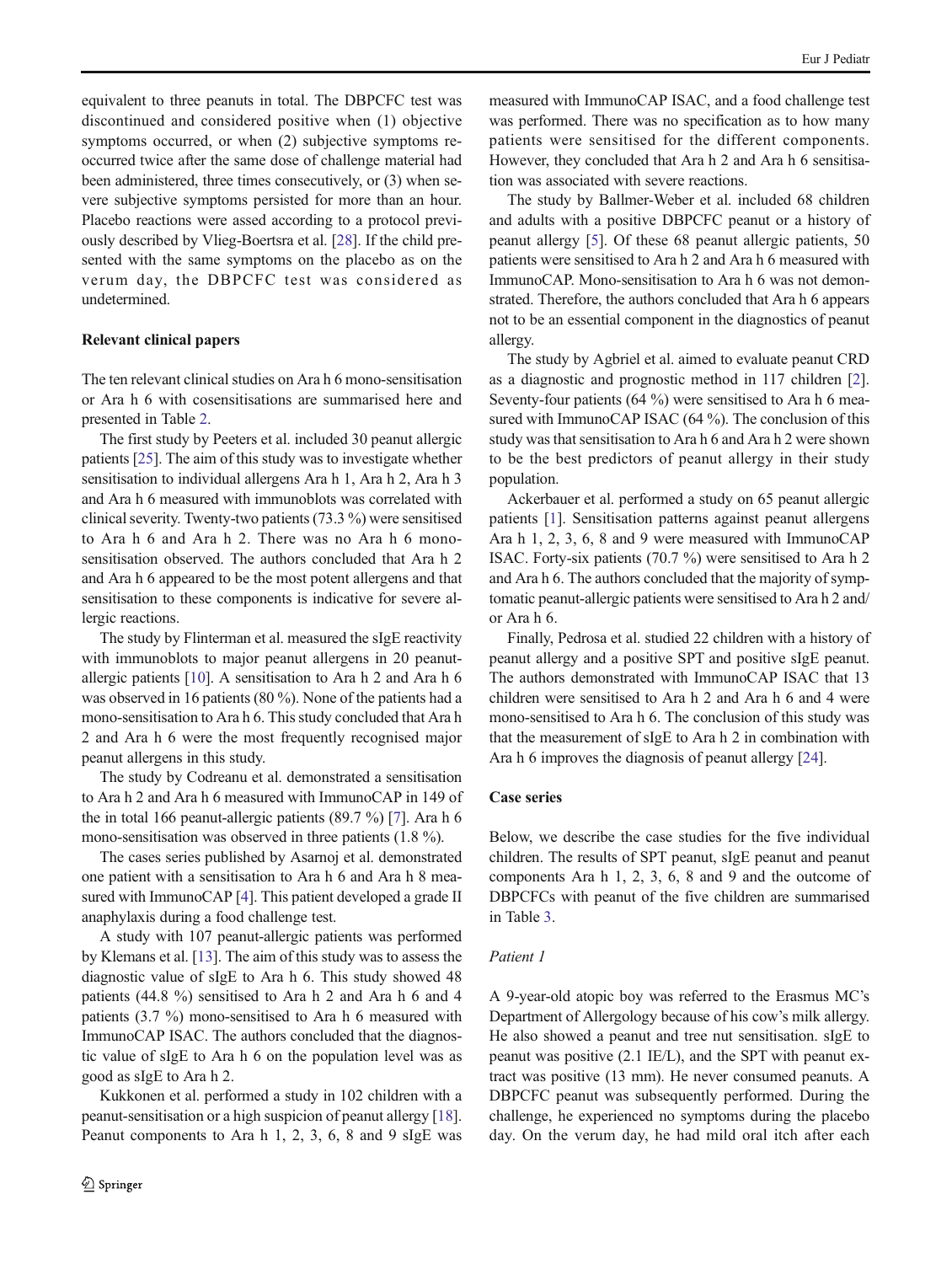equivalent to three peanuts in total. The DBPCFC test was discontinued and considered positive when (1) objective symptoms occurred, or when (2) subjective symptoms reoccurred twice after the same dose of challenge material had been administered, three times consecutively, or (3) when severe subjective symptoms persisted for more than an hour. Placebo reactions were assed according to a protocol previously described by Vlieg-Boertsra et al. [28]. If the child presented with the same symptoms on the placebo as on the verum day, the DBPCFC test was considered as undetermined.

**Relevant clinical papers**

The ten relevant clinical studies on Ara h 6 mono-sensitisation or Ara h 6 with cosensitisations are summarised here and presented in Table 2.

The first study by Peeters et al. included 30 peanut allergic patients [25]. The aim of this study was to investigate whether sensitisation to individual allergens Ara h 1, Ara h 2, Ara h 3 and Ara h 6 measured with immunoblots was correlated with clinical severity. Twenty-two patients (73.3 %) were sensitised to Ara h 6 and Ara h 2. There was no Ara h 6 mono-sensitisation observed. The authors concluded that Ara h 2 and Ara h 6 appeared to be the most potent allergens and that sensitisation to these components is indicative for severe allergic reactions.

The study by Flinterman et al. measured the sIgE reactivity with immunoblots to major peanut allergens in 20 peanut-allergic patients [10]. A sensitisation to Ara h 2 and Ara h 6 was observed in 16 patients (80 %). None of the patients had a mono-sensitisation to Ara h 6. This study concluded that Ara h 2 and Ara h 6 were the most frequently recognised major peanut allergens in this study.

The study by Codreanu et al. demonstrated a sensitisation to Ara h 2 and Ara h 6 measured with ImmunoCAP in 149 of the in total 166 peanut-allergic patients (89.7 %) [7]. Ara h 6 mono-sensitisation was observed in three patients (1.8 %).

The cases series published by Asarnoj et al. demonstrated one patient with a sensitisation to Ara h 6 and Ara h 8 measured with ImmunoCAP [4]. This patient developed a grade II anaphylaxis during a food challenge test.

A study with 107 peanut-allergic patients was performed by Klemans et al. [13]. The aim of this study was to assess the diagnostic value of sIgE to Ara h 6. This study showed 48 patients (44.8 %) sensitised to Ara h 2 and Ara h 6 and 4 patients (3.7 %) mono-sensitised to Ara h 6 measured with ImmunoCAP ISAC. The authors concluded that the diagnostic value of sIgE to Ara h 6 on the population level was as good as sIgE to Ara h 2.

Kukkonen et al. performed a study in 102 children with a peanut-sensitisation or a high suspicion of peanut allergy [18]. Peanut components to Ara h 1, 2, 3, 6, 8 and 9 sIgE was measured with ImmunoCAP ISAC, and a food challenge test was performed. There was no specification as to how many patients were sensitised for the different components. However, they concluded that Ara h 2 and Ara h 6 sensitisation was associated with severe reactions.

The study by Ballmer-Weber et al. included 68 children and adults with a positive DBPCFC peanut or a history of peanut allergy [5]. Of these 68 peanut allergic patients, 50 patients were sensitised to Ara h 2 and Ara h 6 measured with ImmunoCAP. Mono-sensitisation to Ara h 6 was not demonstrated. Therefore, the authors concluded that Ara h 6 appears not to be an essential component in the diagnostics of peanut allergy.

The study by Agbriel et al. aimed to evaluate peanut CRD as a diagnostic and prognostic method in 117 children [2]. Seventy-four patients (64 %) were sensitised to Ara h 6 measured with ImmunoCAP ISAC (64 %). The conclusion of this study was that sensitisation to Ara h 6 and Ara h 2 were shown to be the best predictors of peanut allergy in their study population.

Ackerbauer et al. performed a study on 65 peanut allergic patients [1]. Sensitisation patterns against peanut allergens Ara h 1, 2, 3, 6, 8 and 9 were measured with ImmunoCAP ISAC. Forty-six patients (70.7 %) were sensitised to Ara h 2 and Ara h 6. The authors concluded that the majority of symptomatic peanut-allergic patients were sensitised to Ara h 2 and/or Ara h 6.

Finally, Pedrosa et al. studied 22 children with a history of peanut allergy and a positive SPT and positive sIgE peanut. The authors demonstrated with ImmunoCAP ISAC that 13 children were sensitised to Ara h 2 and Ara h 6 and 4 were mono-sensitised to Ara h 6. The conclusion of this study was that the measurement of sIgE to Ara h 2 in combination with Ara h 6 improves the diagnosis of peanut allergy [24].

**Case series**

Below, we describe the case studies for the five individual children. The results of SPT peanut, sIgE peanut and peanut components Ara h 1, 2, 3, 6, 8 and 9 and the outcome of DBPCFCs with peanut of the five children are summarised in Table 3.

*Patient 1*

A 9-year-old atopic boy was referred to the Erasmus MC's Department of Allergology because of his cow's milk allergy. He also showed a peanut and tree nut sensitisation. sIgE to peanut was positive (2.1 IE/L), and the SPT with peanut extract was positive (13 mm). He never consumed peanuts. A DBPCFC peanut was subsequently performed. During the challenge, he experienced no symptoms during the placebo day. On the verum day, he had mild oral itch after each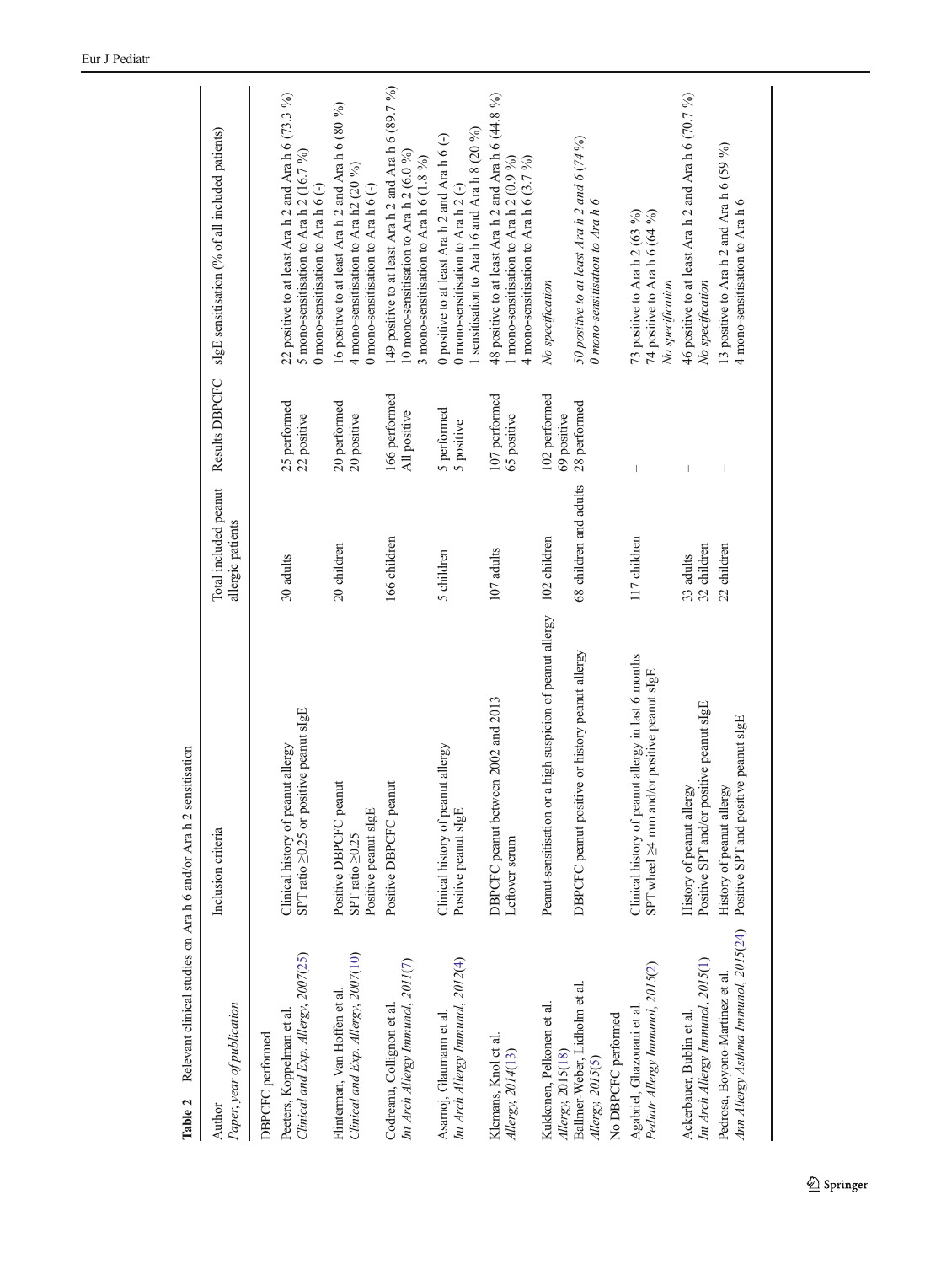**Table 2** Relevant clinical studies on Ara h 6 and/or Ara h 2 sensitisation

| Author *Paper, year of publication* | Inclusion criteria | Total included peanut allergic patients | Results DBPCFC | sIgE sensitisation (% of all included patients) |
|---|---|---|---|---|
| DBPCFC performed | | | | |
| Peeters, Koppelman et al. *Clinical and Exp. Allergy, 2007*(25) | Clinical history of peanut allergy<br>SPT ratio ≥0.25 or positive peanut sIgE | 30 adults | 25 performed<br>22 positive | 22 positive to at least Ara h 2 and Ara h 6 (73.3 %)<br>5 mono-sensitisation to Ara h 2 (16.7 %)<br>0 mono-sensitisation to Ara h 6 (-) |
| Flinterman, Van Hoffen et al. *Clinical and Exp. Allergy, 2007*(10) | Positive DBPCFC peanut<br>SPT ratio ≥0.25<br>Positive peanut sIgE | 20 children | 20 performed<br>20 positive | 16 positive to at least Ara h 2 and Ara h 6 (80 %)<br>4 mono-sensitisation to Ara h2 (20 %)<br>0 mono-sensitisation to Ara h 6 (-) |
| Codreanu, Collignon et al. *Int Arch Allergy Immunol, 2011*(7) | Positive DBPCFC peanut | 166 children | 166 performed<br>All positive | 149 positive to at least Ara h 2 and Ara h 6 (89.7 %)<br>10 mono-sensitisation to Ara h 2 (6.0 %)<br>3 mono-sensitisation to Ara h 6 (1.8 %) |
| Asarnoj, Glaumann et al. *Int Arch Allergy Immunol, 2012*(4) | Clinical history of peanut allergy<br>Positive peanut sIgE | 5 children | 5 performed<br>5 positive | 0 positive to at least Ara h 2 and Ara h 6 (-)<br>0 mono-sensitisation to Ara h 2 (-)<br>1 sensitisation to Ara h 6 and Ara h 8 (20 %) |
| Klemans, Knol et al. *Allergy, 2014*(13) | DBPCFC peanut between 2002 and 2013<br>Leftover serum | 107 adults | 107 performed<br>65 positive | 48 positive to at least Ara h 2 and Ara h 6 (44.8 %)<br>1 mono-sensitisation to Ara h 2 (0.9 %)<br>4 mono-sensitisation to Ara h 6 (3.7 %) |
| Kukkonen, Pelkonen et al. *Allergy, 2015*(18) | Peanut-sensitisation or a high suspicion of peanut allergy | 102 children | 102 performed<br>69 positive | *No specification* |
| Ballmer-Weber, Lidholm et al. *Allergy, 2015*(5) | DBPCFC peanut positive or history peanut allergy | 68 children and adults | 28 performed | *50 positive to at least Ara h 2 and 6 (74 %)*<br>*0 mono-sensitisation to Ara h 6* |
| No DBPCFC performed | | | | |
| Agabriel, Ghazouani et al. *Pediatr Allergy Immunol, 2015*(2) | Clinical history of peanut allergy in last 6 months<br>SPT wheel ≥4 mm and/or positive peanut sIgE | 117 children | – | 73 positive to Ara h 2 (63 %)<br>74 positive to Ara h 6 (64 %)<br>*No specification* |
| Ackerbauer, Bublin et al. *Int Arch Allergy Immunol, 2015*(1) | History of peanut allergy<br>Positive SPT and/or positive peanut sIgE | 33 adults<br>32 children | – | 46 positive to at least Ara h 2 and Ara h 6 (70.7 %)<br>*No specification* |
| Pedrosa, Boyono-Martinez et al. *Ann Allergy Asthma Immunol, 2015*(24) | History of peanut allergy<br>Positive SPT and positive peanut sIgE | 22 children | – | 13 positive to Ara h 2 and Ara h 6 (59 %)<br>4 mono-sensitisation to Ara h 6 |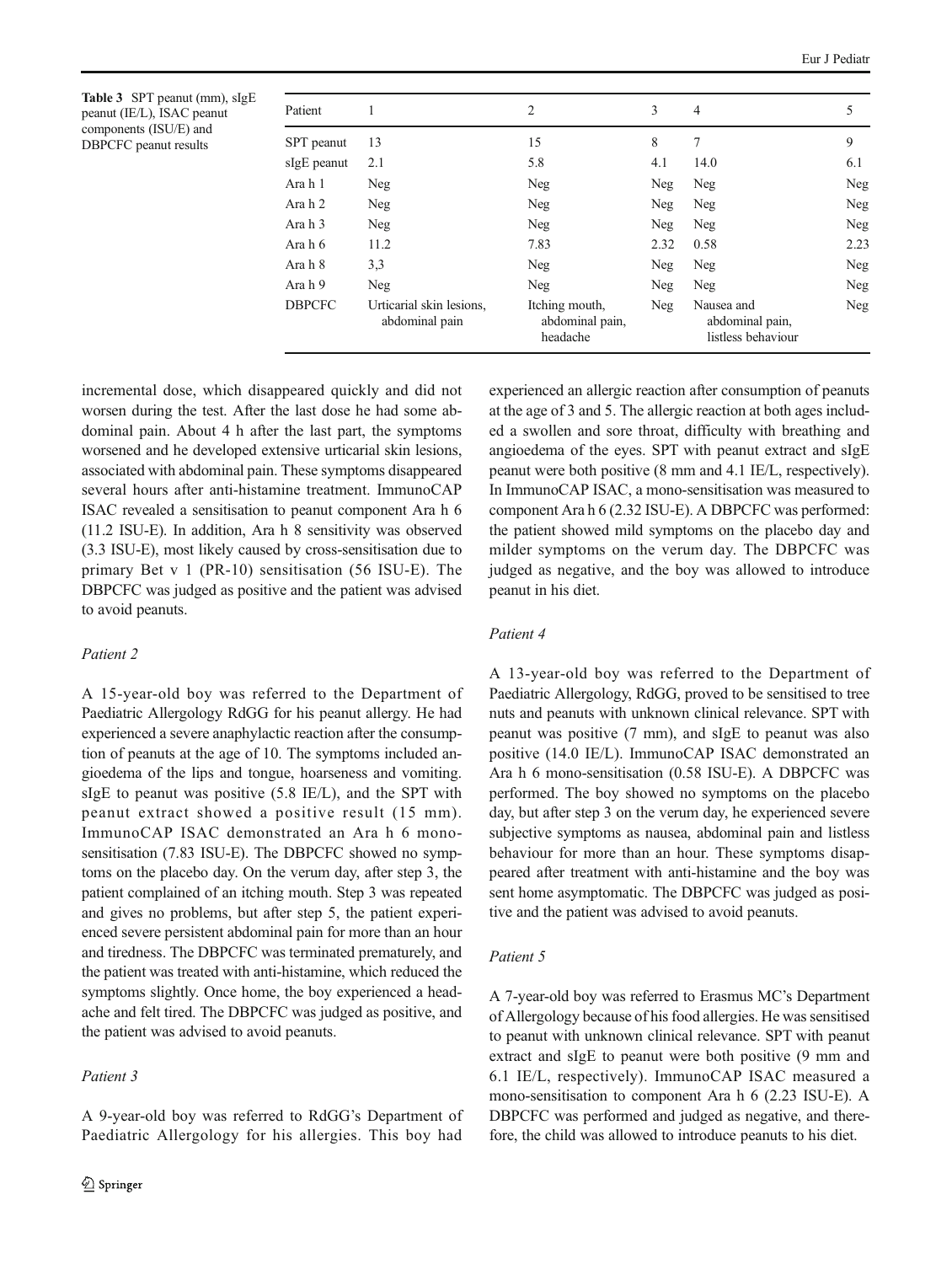Table 3 SPT peanut (mm), sIgE peanut (IE/L), ISAC peanut components (ISU/E) and DBPCFC peanut results

| Patient | 1 | 2 | 3 | 4 | 5 |
|---|---|---|---|---|---|
| SPT peanut | 13 | 15 | 8 | 7 | 9 |
| sIgE peanut | 2.1 | 5.8 | 4.1 | 14.0 | 6.1 |
| Ara h 1 | Neg | Neg | Neg | Neg | Neg |
| Ara h 2 | Neg | Neg | Neg | Neg | Neg |
| Ara h 3 | Neg | Neg | Neg | Neg | Neg |
| Ara h 6 | 11.2 | 7.83 | 2.32 | 0.58 | 2.23 |
| Ara h 8 | 3,3 | Neg | Neg | Neg | Neg |
| Ara h 9 | Neg | Neg | Neg | Neg | Neg |
| DBPCFC | Urticarial skin lesions, abdominal pain | Itching mouth, abdominal pain, headache | Neg | Nausea and abdominal pain, listless behaviour | Neg |

incremental dose, which disappeared quickly and did not worsen during the test. After the last dose he had some abdominal pain. About 4 h after the last part, the symptoms worsened and he developed extensive urticarial skin lesions, associated with abdominal pain. These symptoms disappeared several hours after anti-histamine treatment. ImmunoCAP ISAC revealed a sensitisation to peanut component Ara h 6 (11.2 ISU-E). In addition, Ara h 8 sensitivity was observed (3.3 ISU-E), most likely caused by cross-sensitisation due to primary Bet v 1 (PR-10) sensitisation (56 ISU-E). The DBPCFC was judged as positive and the patient was advised to avoid peanuts.

*Patient 2*

A 15-year-old boy was referred to the Department of Paediatric Allergology RdGG for his peanut allergy. He had experienced a severe anaphylactic reaction after the consumption of peanuts at the age of 10. The symptoms included angioedema of the lips and tongue, hoarseness and vomiting. sIgE to peanut was positive (5.8 IE/L), and the SPT with peanut extract showed a positive result (15 mm). ImmunoCAP ISAC demonstrated an Ara h 6 mono-sensitisation (7.83 ISU-E). The DBPCFC showed no symptoms on the placebo day. On the verum day, after step 3, the patient complained of an itching mouth. Step 3 was repeated and gives no problems, but after step 5, the patient experienced severe persistent abdominal pain for more than an hour and tiredness. The DBPCFC was terminated prematurely, and the patient was treated with anti-histamine, which reduced the symptoms slightly. Once home, the boy experienced a headache and felt tired. The DBPCFC was judged as positive, and the patient was advised to avoid peanuts.

*Patient 3*

A 9-year-old boy was referred to RdGG's Department of Paediatric Allergology for his allergies. This boy had experienced an allergic reaction after consumption of peanuts at the age of 3 and 5. The allergic reaction at both ages included a swollen and sore throat, difficulty with breathing and angioedema of the eyes. SPT with peanut extract and sIgE peanut were both positive (8 mm and 4.1 IE/L, respectively). In ImmunoCAP ISAC, a mono-sensitisation was measured to component Ara h 6 (2.32 ISU-E). A DBPCFC was performed: the patient showed mild symptoms on the placebo day and milder symptoms on the verum day. The DBPCFC was judged as negative, and the boy was allowed to introduce peanut in his diet.

*Patient 4*

A 13-year-old boy was referred to the Department of Paediatric Allergology, RdGG, proved to be sensitised to tree nuts and peanuts with unknown clinical relevance. SPT with peanut was positive (7 mm), and sIgE to peanut was also positive (14.0 IE/L). ImmunoCAP ISAC demonstrated an Ara h 6 mono-sensitisation (0.58 ISU-E). A DBPCFC was performed. The boy showed no symptoms on the placebo day, but after step 3 on the verum day, he experienced severe subjective symptoms as nausea, abdominal pain and listless behaviour for more than an hour. These symptoms disappeared after treatment with anti-histamine and the boy was sent home asymptomatic. The DBPCFC was judged as positive and the patient was advised to avoid peanuts.

*Patient 5*

A 7-year-old boy was referred to Erasmus MC's Department of Allergology because of his food allergies. He was sensitised to peanut with unknown clinical relevance. SPT with peanut extract and sIgE to peanut were both positive (9 mm and 6.1 IE/L, respectively). ImmunoCAP ISAC measured a mono-sensitisation to component Ara h 6 (2.23 ISU-E). A DBPCFC was performed and judged as negative, and therefore, the child was allowed to introduce peanuts to his diet.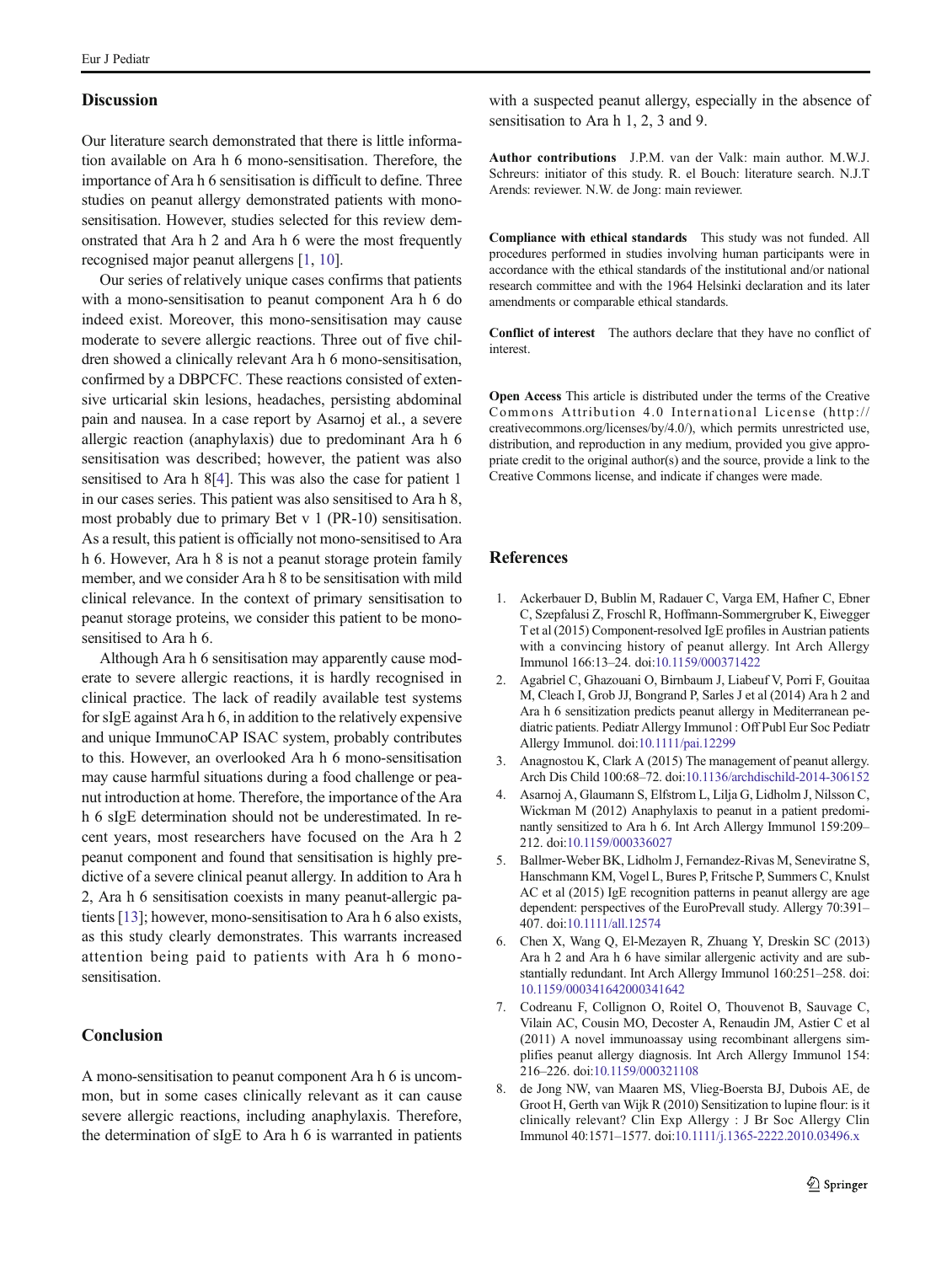## Discussion

Our literature search demonstrated that there is little information available on Ara h 6 mono-sensitisation. Therefore, the importance of Ara h 6 sensitisation is difficult to define. Three studies on peanut allergy demonstrated patients with mono-sensitisation. However, studies selected for this review demonstrated that Ara h 2 and Ara h 6 were the most frequently recognised major peanut allergens [1, 10].

Our series of relatively unique cases confirms that patients with a mono-sensitisation to peanut component Ara h 6 do indeed exist. Moreover, this mono-sensitisation may cause moderate to severe allergic reactions. Three out of five children showed a clinically relevant Ara h 6 mono-sensitisation, confirmed by a DBPCFC. These reactions consisted of extensive urticarial skin lesions, headaches, persisting abdominal pain and nausea. In a case report by Asarnoj et al., a severe allergic reaction (anaphylaxis) due to predominant Ara h 6 sensitisation was described; however, the patient was also sensitised to Ara h 8[4]. This was also the case for patient 1 in our cases series. This patient was also sensitised to Ara h 8, most probably due to primary Bet v 1 (PR-10) sensitisation. As a result, this patient is officially not mono-sensitised to Ara h 6. However, Ara h 8 is not a peanut storage protein family member, and we consider Ara h 8 to be sensitisation with mild clinical relevance. In the context of primary sensitisation to peanut storage proteins, we consider this patient to be mono-sensitised to Ara h 6.

Although Ara h 6 sensitisation may apparently cause moderate to severe allergic reactions, it is hardly recognised in clinical practice. The lack of readily available test systems for sIgE against Ara h 6, in addition to the relatively expensive and unique ImmunoCAP ISAC system, probably contributes to this. However, an overlooked Ara h 6 mono-sensitisation may cause harmful situations during a food challenge or peanut introduction at home. Therefore, the importance of the Ara h 6 sIgE determination should not be underestimated. In recent years, most researchers have focused on the Ara h 2 peanut component and found that sensitisation is highly predictive of a severe clinical peanut allergy. In addition to Ara h 2, Ara h 6 sensitisation coexists in many peanut-allergic patients [13]; however, mono-sensitisation to Ara h 6 also exists, as this study clearly demonstrates. This warrants increased attention being paid to patients with Ara h 6 mono-sensitisation.

## Conclusion

A mono-sensitisation to peanut component Ara h 6 is uncommon, but in some cases clinically relevant as it can cause severe allergic reactions, including anaphylaxis. Therefore, the determination of sIgE to Ara h 6 is warranted in patients with a suspected peanut allergy, especially in the absence of sensitisation to Ara h 1, 2, 3 and 9.

**Author contributions** J.P.M. van der Valk: main author. M.W.J. Schreurs: initiator of this study. R. el Bouch: literature search. N.J.T Arends: reviewer. N.W. de Jong: main reviewer.

**Compliance with ethical standards** This study was not funded. All procedures performed in studies involving human participants were in accordance with the ethical standards of the institutional and/or national research committee and with the 1964 Helsinki declaration and its later amendments or comparable ethical standards.

**Conflict of interest** The authors declare that they have no conflict of interest.

**Open Access** This article is distributed under the terms of the Creative Commons Attribution 4.0 International License (http://creativecommons.org/licenses/by/4.0/), which permits unrestricted use, distribution, and reproduction in any medium, provided you give appropriate credit to the original author(s) and the source, provide a link to the Creative Commons license, and indicate if changes were made.

## References

1. Ackerbauer D, Bublin M, Radauer C, Varga EM, Hafner C, Ebner C, Szepfalusi Z, Froschl R, Hoffmann-Sommergruber K, Eiwegger T et al (2015) Component-resolved IgE profiles in Austrian patients with a convincing history of peanut allergy. Int Arch Allergy Immunol 166:13–24. doi:10.1159/000371422
2. Agabriel C, Ghazouani O, Birnbaum J, Liabeuf V, Porri F, Gouitaa M, Cleach I, Grob JJ, Bongrand P, Sarles J et al (2014) Ara h 2 and Ara h 6 sensitization predicts peanut allergy in Mediterranean pediatric patients. Pediatr Allergy Immunol : Off Publ Eur Soc Pediatr Allergy Immunol. doi:10.1111/pai.12299
3. Anagnostou K, Clark A (2015) The management of peanut allergy. Arch Dis Child 100:68–72. doi:10.1136/archdischild-2014-306152
4. Asarnoj A, Glaumann S, Elfstrom L, Lilja G, Lidholm J, Nilsson C, Wickman M (2012) Anaphylaxis to peanut in a patient predominantly sensitized to Ara h 6. Int Arch Allergy Immunol 159:209–212. doi:10.1159/000336027
5. Ballmer-Weber BK, Lidholm J, Fernandez-Rivas M, Seneviratne S, Hanschmann KM, Vogel L, Bures P, Fritsche P, Summers C, Knulst AC et al (2015) IgE recognition patterns in peanut allergy are age dependent: perspectives of the EuroPrevall study. Allergy 70:391–407. doi:10.1111/all.12574
6. Chen X, Wang Q, El-Mezayen R, Zhuang Y, Dreskin SC (2013) Ara h 2 and Ara h 6 have similar allergenic activity and are substantially redundant. Int Arch Allergy Immunol 160:251–258. doi:10.1159/000341642000341642
7. Codreanu F, Collignon O, Roitel O, Thouvenot B, Sauvage C, Vilain AC, Cousin MO, Decoster A, Renaudin JM, Astier C et al (2011) A novel immunoassay using recombinant allergens simplifies peanut allergy diagnosis. Int Arch Allergy Immunol 154:216–226. doi:10.1159/000321108
8. de Jong NW, van Maaren MS, Vlieg-Boersta BJ, Dubois AE, de Groot H, Gerth van Wijk R (2010) Sensitization to lupine flour: is it clinically relevant? Clin Exp Allergy : J Br Soc Allergy Clin Immunol 40:1571–1577. doi:10.1111/j.1365-2222.2010.03496.x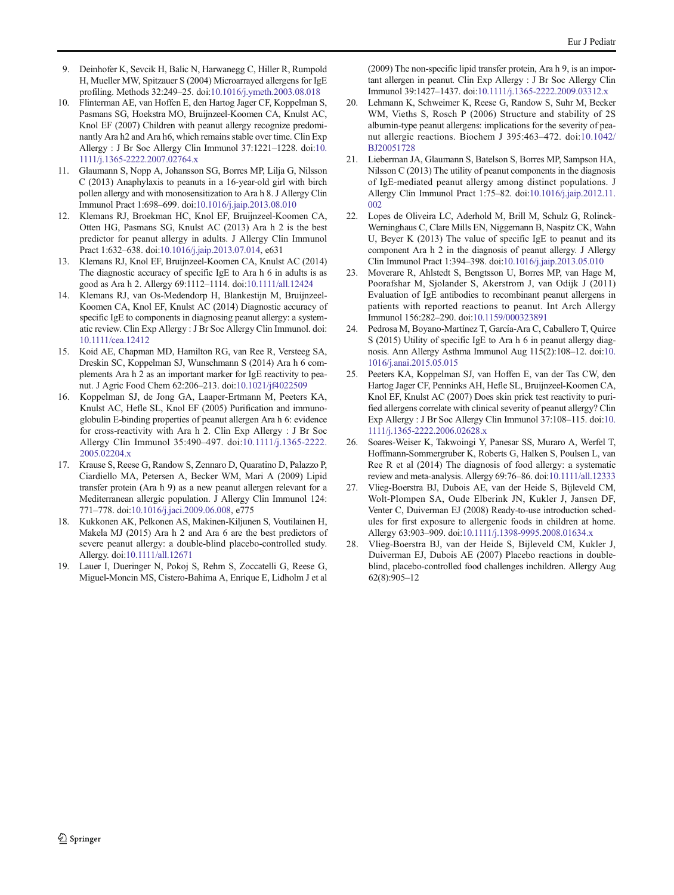9. Deinhofer K, Sevcik H, Balic N, Harwanegg C, Hiller R, Rumpold H, Mueller MW, Spitzauer S (2004) Microarrayed allergens for IgE profiling. Methods 32:249–25. doi:10.1016/j.ymeth.2003.08.018
10. Flinterman AE, van Hoffen E, den Hartog Jager CF, Koppelman S, Pasmans SG, Hoekstra MO, Bruijnzeel-Koomen CA, Knulst AC, Knol EF (2007) Children with peanut allergy recognize predominantly Ara h2 and Ara h6, which remains stable over time. Clin Exp Allergy : J Br Soc Allergy Clin Immunol 37:1221–1228. doi:10.1111/j.1365-2222.2007.02764.x
11. Glaumann S, Nopp A, Johansson SG, Borres MP, Lilja G, Nilsson C (2013) Anaphylaxis to peanuts in a 16-year-old girl with birch pollen allergy and with monosensitization to Ara h 8. J Allergy Clin Immunol Pract 1:698–699. doi:10.1016/j.jaip.2013.08.010
12. Klemans RJ, Broekman HC, Knol EF, Bruijnzeel-Koomen CA, Otten HG, Pasmans SG, Knulst AC (2013) Ara h 2 is the best predictor for peanut allergy in adults. J Allergy Clin Immunol Pract 1:632–638. doi:10.1016/j.jaip.2013.07.014, e631
13. Klemans RJ, Knol EF, Bruijnzeel-Koomen CA, Knulst AC (2014) The diagnostic accuracy of specific IgE to Ara h 6 in adults is as good as Ara h 2. Allergy 69:1112–1114. doi:10.1111/all.12424
14. Klemans RJ, van Os-Medendorp H, Blankestijn M, Bruijnzeel-Koomen CA, Knol EF, Knulst AC (2014) Diagnostic accuracy of specific IgE to components in diagnosing peanut allergy: a systematic review. Clin Exp Allergy : J Br Soc Allergy Clin Immunol. doi:10.1111/cea.12412
15. Koid AE, Chapman MD, Hamilton RG, van Ree R, Versteeg SA, Dreskin SC, Koppelman SJ, Wunschmann S (2014) Ara h 6 complements Ara h 2 as an important marker for IgE reactivity to peanut. J Agric Food Chem 62:206–213. doi:10.1021/jf4022509
16. Koppelman SJ, de Jong GA, Laaper-Ertmann M, Peeters KA, Knulst AC, Hefle SL, Knol EF (2005) Purification and immunoglobulin E-binding properties of peanut allergen Ara h 6: evidence for cross-reactivity with Ara h 2. Clin Exp Allergy : J Br Soc Allergy Clin Immunol 35:490–497. doi:10.1111/j.1365-2222.2005.02204.x
17. Krause S, Reese G, Randow S, Zennaro D, Quaratino D, Palazzo P, Ciardiello MA, Petersen A, Becker WM, Mari A (2009) Lipid transfer protein (Ara h 9) as a new peanut allergen relevant for a Mediterranean allergic population. J Allergy Clin Immunol 124: 771–778. doi:10.1016/j.jaci.2009.06.008, e775
18. Kukkonen AK, Pelkonen AS, Makinen-Kiljunen S, Voutilainen H, Makela MJ (2015) Ara h 2 and Ara 6 are the best predictors of severe peanut allergy: a double-blind placebo-controlled study. Allergy. doi:10.1111/all.12671
19. Lauer I, Dueringer N, Pokoj S, Rehm S, Zoccatelli G, Reese G, Miguel-Moncin MS, Cistero-Bahima A, Enrique E, Lidholm J et al (2009) The non-specific lipid transfer protein, Ara h 9, is an important allergen in peanut. Clin Exp Allergy : J Br Soc Allergy Clin Immunol 39:1427–1437. doi:10.1111/j.1365-2222.2009.03312.x
20. Lehmann K, Schweimer K, Reese G, Randow S, Suhr M, Becker WM, Vieths S, Rosch P (2006) Structure and stability of 2S albumin-type peanut allergens: implications for the severity of peanut allergic reactions. Biochem J 395:463–472. doi:10.1042/BJ20051728
21. Lieberman JA, Glaumann S, Batelson S, Borres MP, Sampson HA, Nilsson C (2013) The utility of peanut components in the diagnosis of IgE-mediated peanut allergy among distinct populations. J Allergy Clin Immunol Pract 1:75–82. doi:10.1016/j.jaip.2012.11.002
22. Lopes de Oliveira LC, Aderhold M, Brill M, Schulz G, Rolinck-Werninghaus C, Clare Mills EN, Niggemann B, Naspitz CK, Wahn U, Beyer K (2013) The value of specific IgE to peanut and its component Ara h 2 in the diagnosis of peanut allergy. J Allergy Clin Immunol Pract 1:394–398. doi:10.1016/j.jaip.2013.05.010
23. Moverare R, Ahlstedt S, Bengtsson U, Borres MP, van Hage M, Poorafshar M, Sjolander S, Akerstrom J, van Odijk J (2011) Evaluation of IgE antibodies to recombinant peanut allergens in patients with reported reactions to peanut. Int Arch Allergy Immunol 156:282–290. doi:10.1159/000323891
24. Pedrosa M, Boyano-Martínez T, García-Ara C, Caballero T, Quirce S (2015) Utility of specific IgE to Ara h 6 in peanut allergy diagnosis. Ann Allergy Asthma Immunol Aug 115(2):108–12. doi:10.1016/j.anai.2015.05.015
25. Peeters KA, Koppelman SJ, van Hoffen E, van der Tas CW, den Hartog Jager CF, Penninks AH, Hefle SL, Bruijnzeel-Koomen CA, Knol EF, Knulst AC (2007) Does skin prick test reactivity to purified allergens correlate with clinical severity of peanut allergy? Clin Exp Allergy : J Br Soc Allergy Clin Immunol 37:108–115. doi:10.1111/j.1365-2222.2006.02628.x
26. Soares-Weiser K, Takwoingi Y, Panesar SS, Muraro A, Werfel T, Hoffmann-Sommergruber K, Roberts G, Halken S, Poulsen L, van Ree R et al (2014) The diagnosis of food allergy: a systematic review and meta-analysis. Allergy 69:76–86. doi:10.1111/all.12333
27. Vlieg-Boerstra BJ, Dubois AE, van der Heide S, Bijleveld CM, Wolt-Plompen SA, Oude Elberink JN, Kukler J, Jansen DF, Venter C, Duiverman EJ (2008) Ready-to-use introduction schedules for first exposure to allergenic foods in children at home. Allergy 63:903–909. doi:10.1111/j.1398-9995.2008.01634.x
28. Vlieg-Boerstra BJ, van der Heide S, Bijleveld CM, Kukler J, Duiverman EJ, Dubois AE (2007) Placebo reactions in double-blind, placebo-controlled food challenges inchildren. Allergy Aug 62(8):905–12